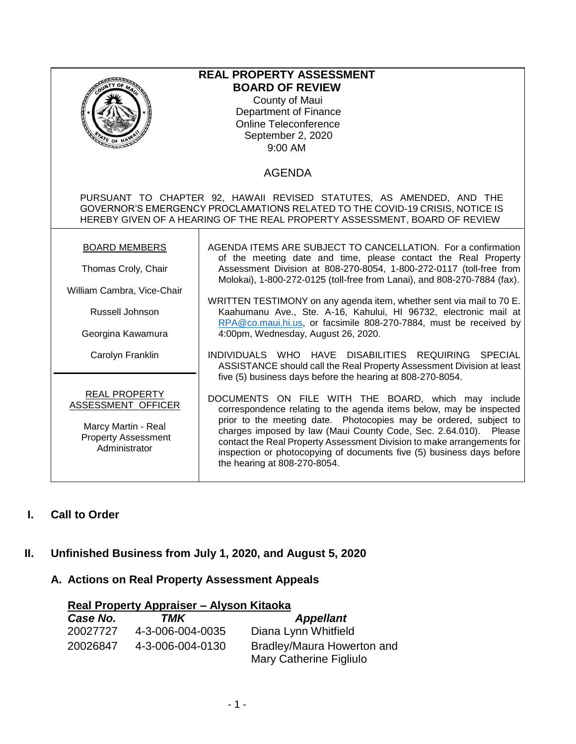# REAL PROPERTY ASSESSMENT BOARD OF REVIEW

County of Maui
Department of Finance
Online Teleconference
September 2, 2020
9:00 AM

## AGENDA

PURSUANT TO CHAPTER 92, HAWAII REVISED STATUTES, AS AMENDED, AND THE GOVERNOR'S EMERGENCY PROCLAMATIONS RELATED TO THE COVID-19 CRISIS, NOTICE IS HEREBY GIVEN OF A HEARING OF THE REAL PROPERTY ASSESSMENT, BOARD OF REVIEW

**BOARD MEMBERS**

Thomas Croly, Chair

William Cambra, Vice-Chair

Russell Johnson

Georgina Kawamura

Carolyn Franklin

**REAL PROPERTY ASSESSMENT OFFICER**

Marcy Martin - Real Property Assessment Administrator

AGENDA ITEMS ARE SUBJECT TO CANCELLATION. For a confirmation of the meeting date and time, please contact the Real Property Assessment Division at 808-270-8054, 1-800-272-0117 (toll-free from Molokai), 1-800-272-0125 (toll-free from Lanai), and 808-270-7884 (fax).

WRITTEN TESTIMONY on any agenda item, whether sent via mail to 70 E. Kaahumanu Ave., Ste. A-16, Kahului, HI 96732, electronic mail at RPA@co.maui.hi.us, or facsimile 808-270-7884, must be received by 4:00pm, Wednesday, August 26, 2020.

INDIVIDUALS WHO HAVE DISABILITIES REQUIRING SPECIAL ASSISTANCE should call the Real Property Assessment Division at least five (5) business days before the hearing at 808-270-8054.

DOCUMENTS ON FILE WITH THE BOARD, which may include correspondence relating to the agenda items below, may be inspected prior to the meeting date. Photocopies may be ordered, subject to charges imposed by law (Maui County Code, Sec. 2.64.010). Please contact the Real Property Assessment Division to make arrangements for inspection or photocopying of documents five (5) business days before the hearing at 808-270-8054.

## I. Call to Order

## II. Unfinished Business from July 1, 2020, and August 5, 2020

### A. Actions on Real Property Assessment Appeals

**Real Property Appraiser – Alyson Kitaoka**

| *Case No.* | *TMK* | *Appellant* |
|---|---|---|
| 20027727 | 4-3-006-004-0035 | Diana Lynn Whitfield |
| 20026847 | 4-3-006-004-0130 | Bradley/Maura Howerton and Mary Catherine Figliulo |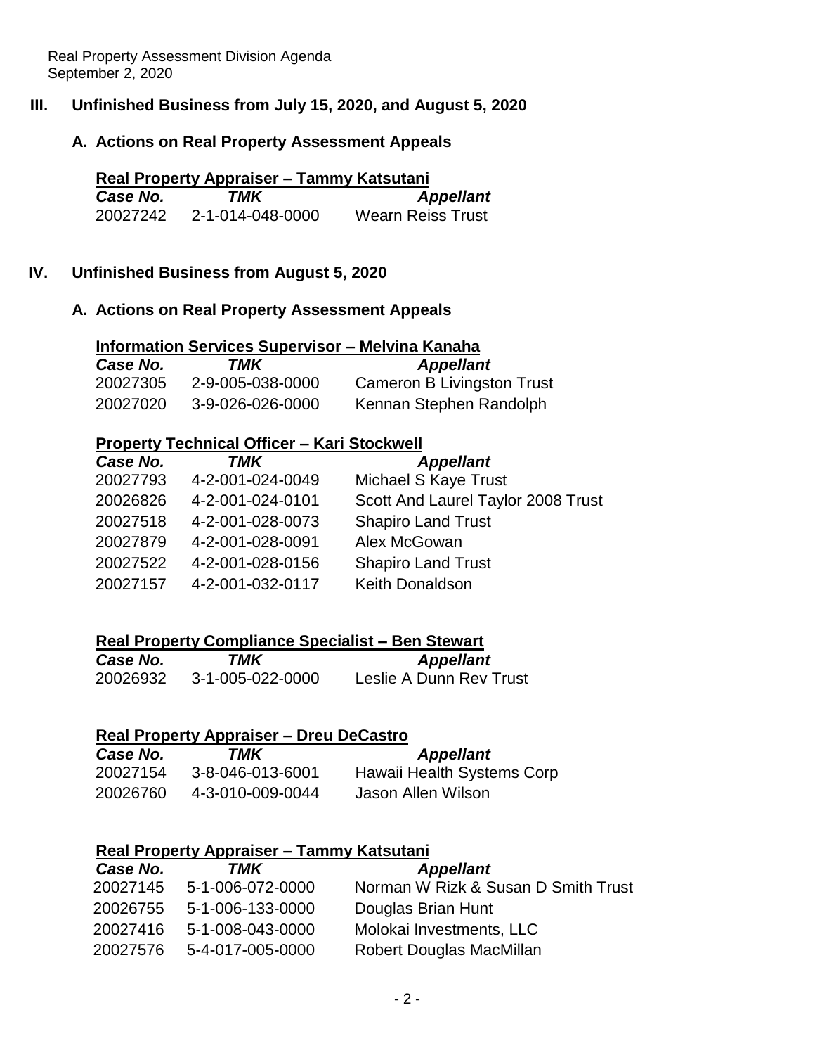## III. Unfinished Business from July 15, 2020, and August 5, 2020

### A. Actions on Real Property Assessment Appeals

**Real Property Appraiser – Tammy Katsutani**

| *Case No.* | *TMK* | *Appellant* |
|---|---|---|
| 20027242 | 2-1-014-048-0000 | Wearn Reiss Trust |

## IV. Unfinished Business from August 5, 2020

### A. Actions on Real Property Assessment Appeals

**Information Services Supervisor – Melvina Kanaha**

| *Case No.* | *TMK* | *Appellant* |
|---|---|---|
| 20027305 | 2-9-005-038-0000 | Cameron B Livingston Trust |
| 20027020 | 3-9-026-026-0000 | Kennan Stephen Randolph |

**Property Technical Officer – Kari Stockwell**

| *Case No.* | *TMK* | *Appellant* |
|---|---|---|
| 20027793 | 4-2-001-024-0049 | Michael S Kaye Trust |
| 20026826 | 4-2-001-024-0101 | Scott And Laurel Taylor 2008 Trust |
| 20027518 | 4-2-001-028-0073 | Shapiro Land Trust |
| 20027879 | 4-2-001-028-0091 | Alex McGowan |
| 20027522 | 4-2-001-028-0156 | Shapiro Land Trust |
| 20027157 | 4-2-001-032-0117 | Keith Donaldson |

**Real Property Compliance Specialist – Ben Stewart**

| *Case No.* | *TMK* | *Appellant* |
|---|---|---|
| 20026932 | 3-1-005-022-0000 | Leslie A Dunn Rev Trust |

**Real Property Appraiser – Dreu DeCastro**

| *Case No.* | *TMK* | *Appellant* |
|---|---|---|
| 20027154 | 3-8-046-013-6001 | Hawaii Health Systems Corp |
| 20026760 | 4-3-010-009-0044 | Jason Allen Wilson |

**Real Property Appraiser – Tammy Katsutani**

| *Case No.* | *TMK* | *Appellant* |
|---|---|---|
| 20027145 | 5-1-006-072-0000 | Norman W Rizk & Susan D Smith Trust |
| 20026755 | 5-1-006-133-0000 | Douglas Brian Hunt |
| 20027416 | 5-1-008-043-0000 | Molokai Investments, LLC |
| 20027576 | 5-4-017-005-0000 | Robert Douglas MacMillan |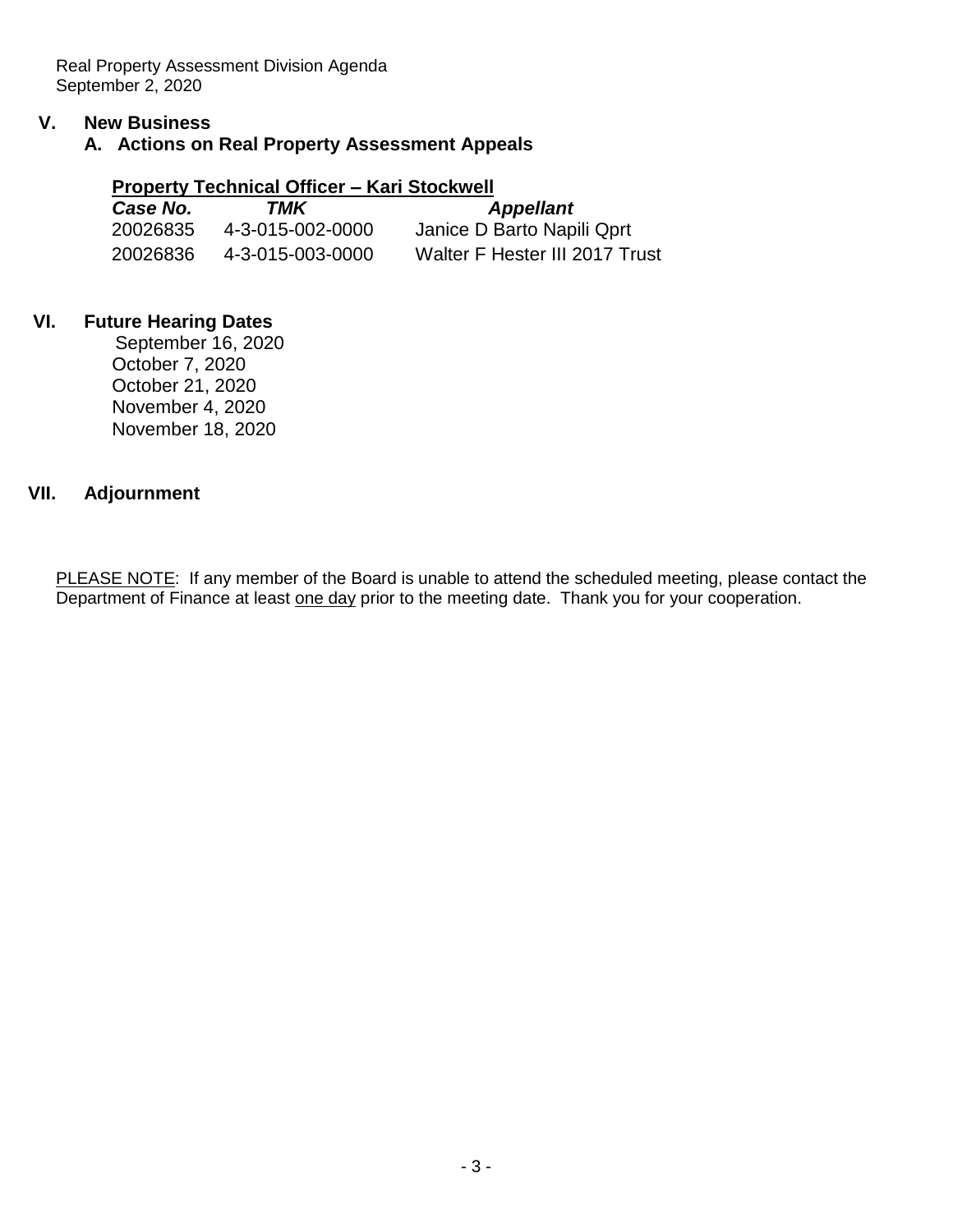Real Property Assessment Division Agenda
September 2, 2020

## V. New Business

### A. Actions on Real Property Assessment Appeals

**Property Technical Officer – Kari Stockwell**

| ***Case No.*** | ***TMK*** | ***Appellant*** |
|---|---|---|
| 20026835 | 4-3-015-002-0000 | Janice D Barto Napili Qprt |
| 20026836 | 4-3-015-003-0000 | Walter F Hester III 2017 Trust |

## VI. Future Hearing Dates

September 16, 2020
October 7, 2020
October 21, 2020
November 4, 2020
November 18, 2020

## VII. Adjournment

PLEASE NOTE: If any member of the Board is unable to attend the scheduled meeting, please contact the Department of Finance at least one day prior to the meeting date. Thank you for your cooperation.